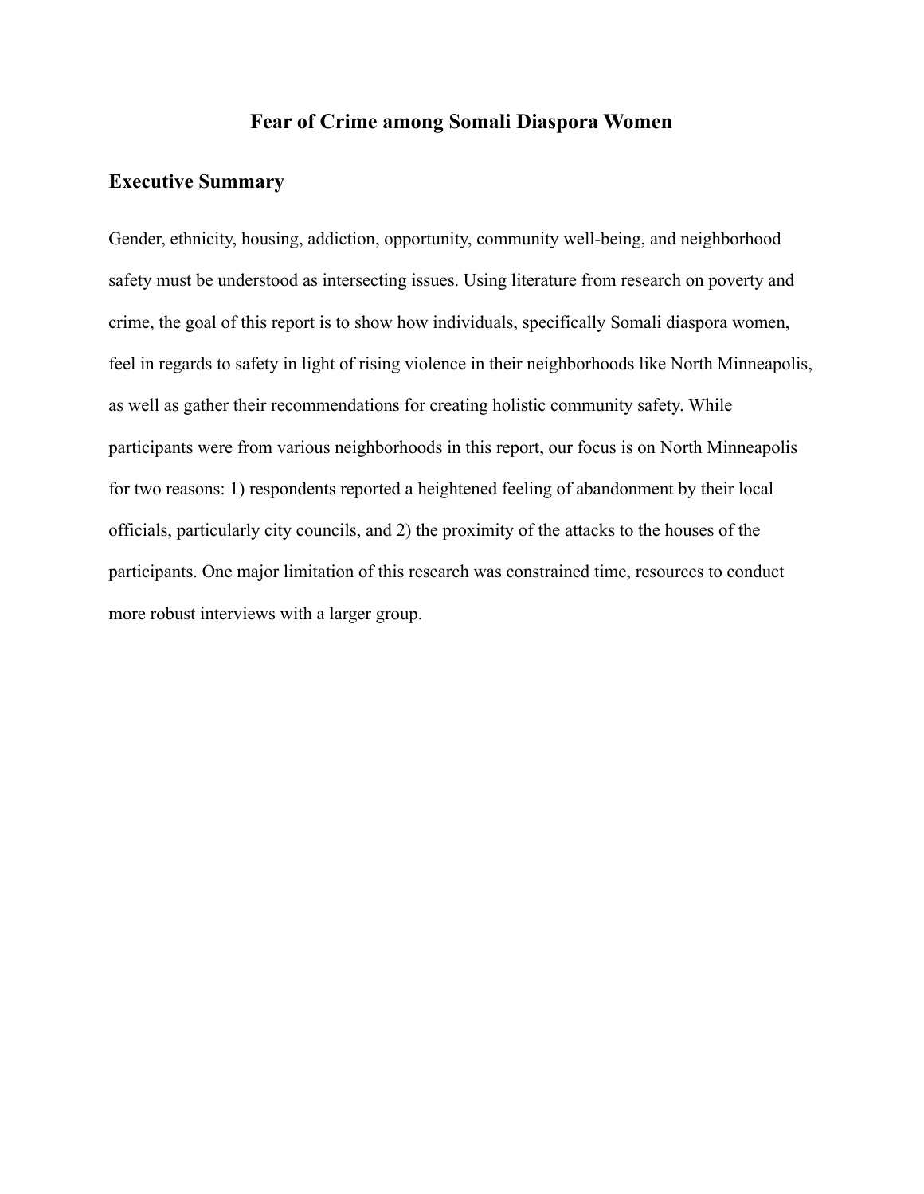# Fear of Crime among Somali Diaspora Women

## Executive Summary

Gender, ethnicity, housing, addiction, opportunity, community well-being, and neighborhood safety must be understood as intersecting issues. Using literature from research on poverty and crime, the goal of this report is to show how individuals, specifically Somali diaspora women, feel in regards to safety in light of rising violence in their neighborhoods like North Minneapolis, as well as gather their recommendations for creating holistic community safety. While participants were from various neighborhoods in this report, our focus is on North Minneapolis for two reasons: 1) respondents reported a heightened feeling of abandonment by their local officials, particularly city councils, and 2) the proximity of the attacks to the houses of the participants. One major limitation of this research was constrained time, resources to conduct more robust interviews with a larger group.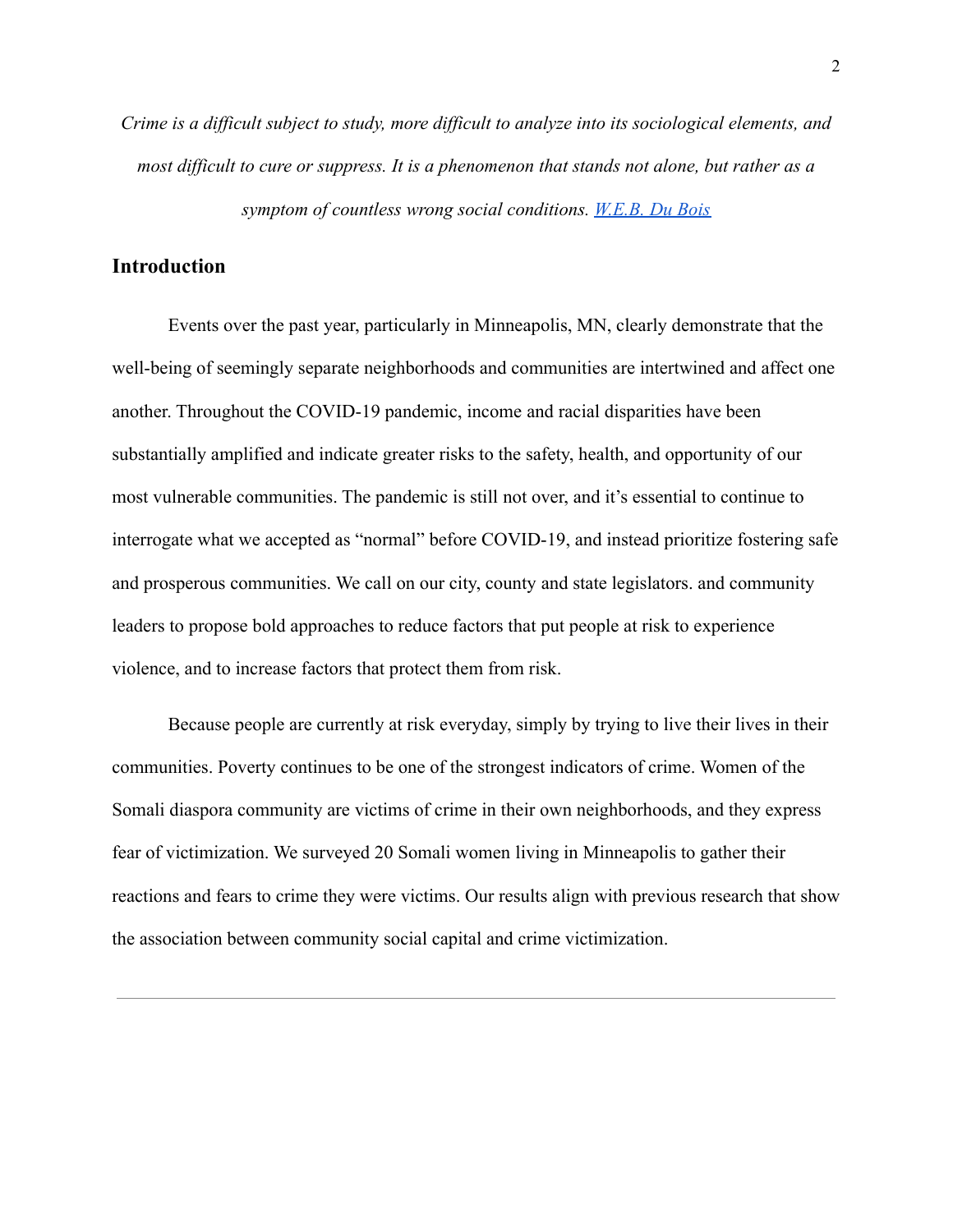*Crime is a difficult subject to study, more difficult to analyze into its sociological elements, and most difficult to cure or suppress. It is a phenomenon that stands not alone, but rather as a symptom of countless wrong social conditions.* [W.E.B. Du Bois]()

## Introduction

Events over the past year, particularly in Minneapolis, MN, clearly demonstrate that the well-being of seemingly separate neighborhoods and communities are intertwined and affect one another. Throughout the COVID-19 pandemic, income and racial disparities have been substantially amplified and indicate greater risks to the safety, health, and opportunity of our most vulnerable communities. The pandemic is still not over, and it's essential to continue to interrogate what we accepted as "normal" before COVID-19, and instead prioritize fostering safe and prosperous communities. We call on our city, county and state legislators. and community leaders to propose bold approaches to reduce factors that put people at risk to experience violence, and to increase factors that protect them from risk.

Because people are currently at risk everyday, simply by trying to live their lives in their communities. Poverty continues to be one of the strongest indicators of crime. Women of the Somali diaspora community are victims of crime in their own neighborhoods, and they express fear of victimization. We surveyed 20 Somali women living in Minneapolis to gather their reactions and fears to crime they were victims. Our results align with previous research that show the association between community social capital and crime victimization.

---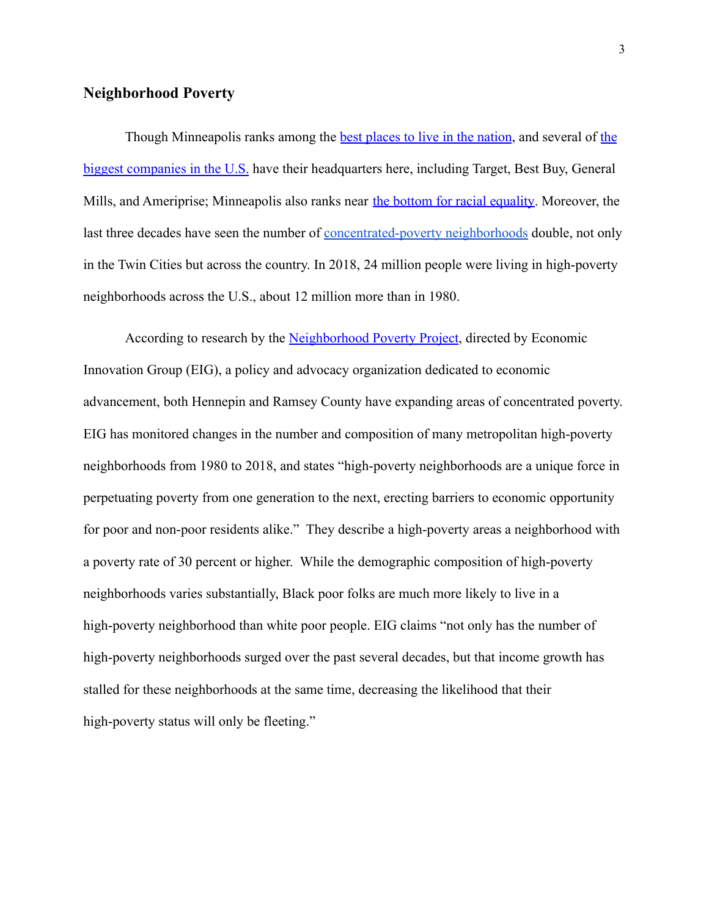## Neighborhood Poverty

Though Minneapolis ranks among the best places to live in the nation, and several of the biggest companies in the U.S. have their headquarters here, including Target, Best Buy, General Mills, and Ameriprise; Minneapolis also ranks near the bottom for racial equality. Moreover, the last three decades have seen the number of concentrated-poverty neighborhoods double, not only in the Twin Cities but across the country. In 2018, 24 million people were living in high-poverty neighborhoods across the U.S., about 12 million more than in 1980.

According to research by the Neighborhood Poverty Project, directed by Economic Innovation Group (EIG), a policy and advocacy organization dedicated to economic advancement, both Hennepin and Ramsey County have expanding areas of concentrated poverty. EIG has monitored changes in the number and composition of many metropolitan high-poverty neighborhoods from 1980 to 2018, and states "high-poverty neighborhoods are a unique force in perpetuating poverty from one generation to the next, erecting barriers to economic opportunity for poor and non-poor residents alike." They describe a high-poverty areas a neighborhood with a poverty rate of 30 percent or higher. While the demographic composition of high-poverty neighborhoods varies substantially, Black poor folks are much more likely to live in a high-poverty neighborhood than white poor people. EIG claims "not only has the number of high-poverty neighborhoods surged over the past several decades, but that income growth has stalled for these neighborhoods at the same time, decreasing the likelihood that their high-poverty status will only be fleeting."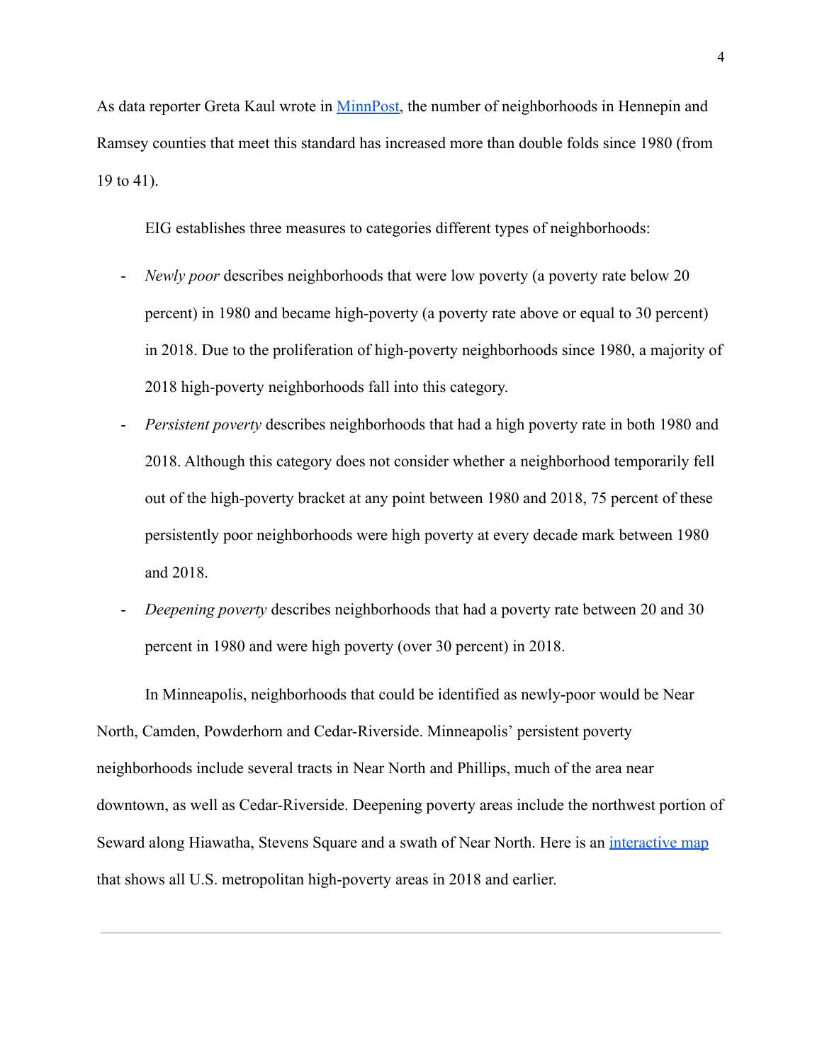As data reporter Greta Kaul wrote in [MinnPost](), the number of neighborhoods in Hennepin and Ramsey counties that meet this standard has increased more than double folds since 1980 (from 19 to 41).

EIG establishes three measures to categories different types of neighborhoods:

- *Newly poor* describes neighborhoods that were low poverty (a poverty rate below 20 percent) in 1980 and became high-poverty (a poverty rate above or equal to 30 percent) in 2018. Due to the proliferation of high-poverty neighborhoods since 1980, a majority of 2018 high-poverty neighborhoods fall into this category.
- *Persistent poverty* describes neighborhoods that had a high poverty rate in both 1980 and 2018. Although this category does not consider whether a neighborhood temporarily fell out of the high-poverty bracket at any point between 1980 and 2018, 75 percent of these persistently poor neighborhoods were high poverty at every decade mark between 1980 and 2018.
- *Deepening poverty* describes neighborhoods that had a poverty rate between 20 and 30 percent in 1980 and were high poverty (over 30 percent) in 2018.

In Minneapolis, neighborhoods that could be identified as newly-poor would be Near North, Camden, Powderhorn and Cedar-Riverside. Minneapolis' persistent poverty neighborhoods include several tracts in Near North and Phillips, much of the area near downtown, as well as Cedar-Riverside. Deepening poverty areas include the northwest portion of Seward along Hiawatha, Stevens Square and a swath of Near North. Here is an [interactive map]() that shows all U.S. metropolitan high-poverty areas in 2018 and earlier.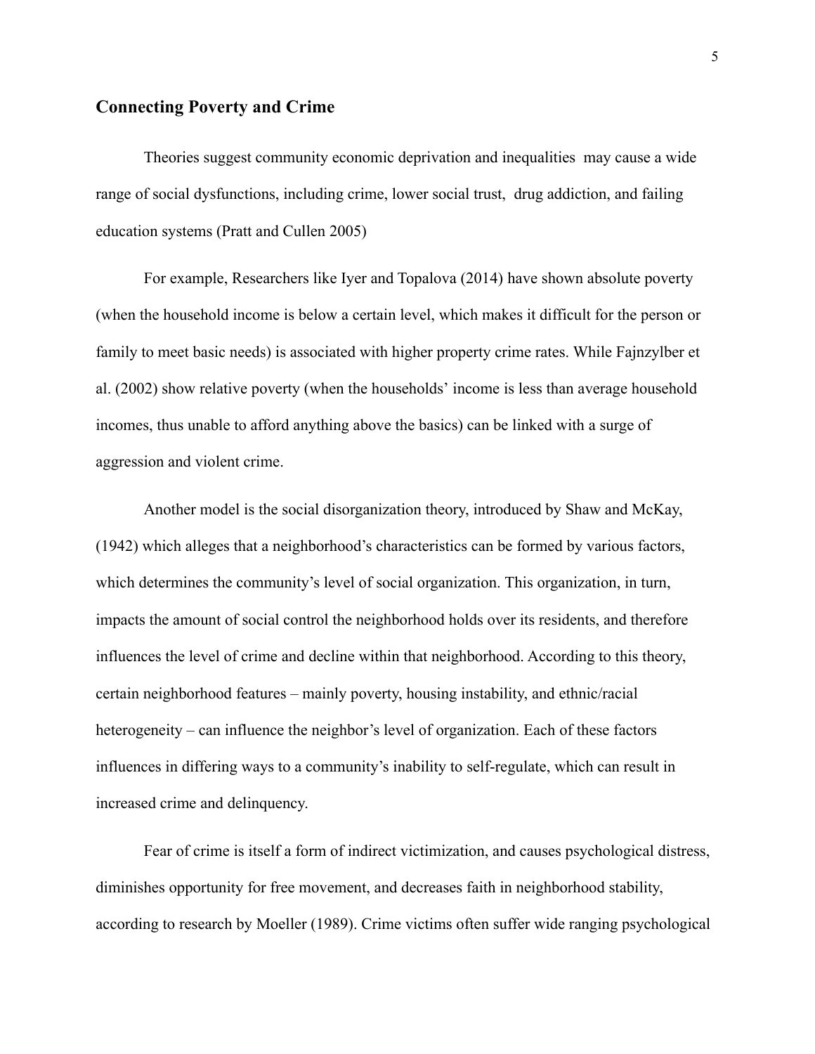## Connecting Poverty and Crime

Theories suggest community economic deprivation and inequalities  may cause a wide range of social dysfunctions, including crime, lower social trust,  drug addiction, and failing education systems (Pratt and Cullen 2005)

For example, Researchers like Iyer and Topalova (2014) have shown absolute poverty (when the household income is below a certain level, which makes it difficult for the person or family to meet basic needs) is associated with higher property crime rates. While Fajnzylber et al. (2002) show relative poverty (when the households' income is less than average household incomes, thus unable to afford anything above the basics) can be linked with a surge of aggression and violent crime.

Another model is the social disorganization theory, introduced by Shaw and McKay, (1942) which alleges that a neighborhood's characteristics can be formed by various factors, which determines the community's level of social organization. This organization, in turn, impacts the amount of social control the neighborhood holds over its residents, and therefore influences the level of crime and decline within that neighborhood. According to this theory, certain neighborhood features – mainly poverty, housing instability, and ethnic/racial heterogeneity – can influence the neighbor's level of organization. Each of these factors influences in differing ways to a community's inability to self-regulate, which can result in increased crime and delinquency.

Fear of crime is itself a form of indirect victimization, and causes psychological distress, diminishes opportunity for free movement, and decreases faith in neighborhood stability, according to research by Moeller (1989). Crime victims often suffer wide ranging psychological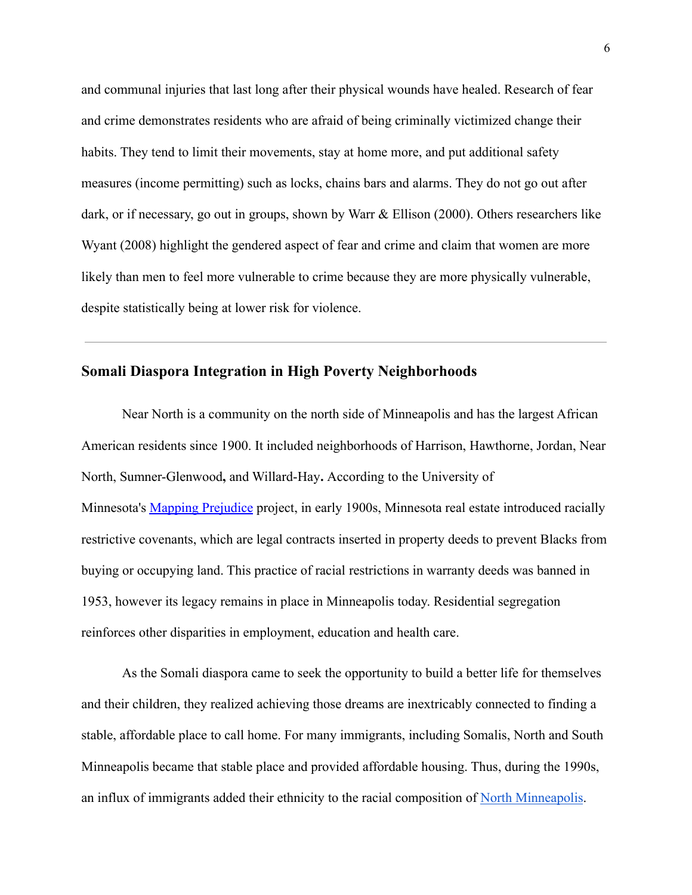and communal injuries that last long after their physical wounds have healed. Research of fear and crime demonstrates residents who are afraid of being criminally victimized change their habits. They tend to limit their movements, stay at home more, and put additional safety measures (income permitting) such as locks, chains bars and alarms. They do not go out after dark, or if necessary, go out in groups, shown by Warr & Ellison (2000). Others researchers like Wyant (2008) highlight the gendered aspect of fear and crime and claim that women are more likely than men to feel more vulnerable to crime because they are more physically vulnerable, despite statistically being at lower risk for violence.

---

## Somali Diaspora Integration in High Poverty Neighborhoods

Near North is a community on the north side of Minneapolis and has the largest African American residents since 1900. It included neighborhoods of Harrison, Hawthorne, Jordan, Near North, Sumner-Glenwood**,** and Willard-Hay**.** According to the University of Minnesota's Mapping Prejudice project, in early 1900s, Minnesota real estate introduced racially restrictive covenants, which are legal contracts inserted in property deeds to prevent Blacks from buying or occupying land. This practice of racial restrictions in warranty deeds was banned in 1953, however its legacy remains in place in Minneapolis today. Residential segregation reinforces other disparities in employment, education and health care.

As the Somali diaspora came to seek the opportunity to build a better life for themselves and their children, they realized achieving those dreams are inextricably connected to finding a stable, affordable place to call home. For many immigrants, including Somalis, North and South Minneapolis became that stable place and provided affordable housing. Thus, during the 1990s, an influx of immigrants added their ethnicity to the racial composition of North Minneapolis.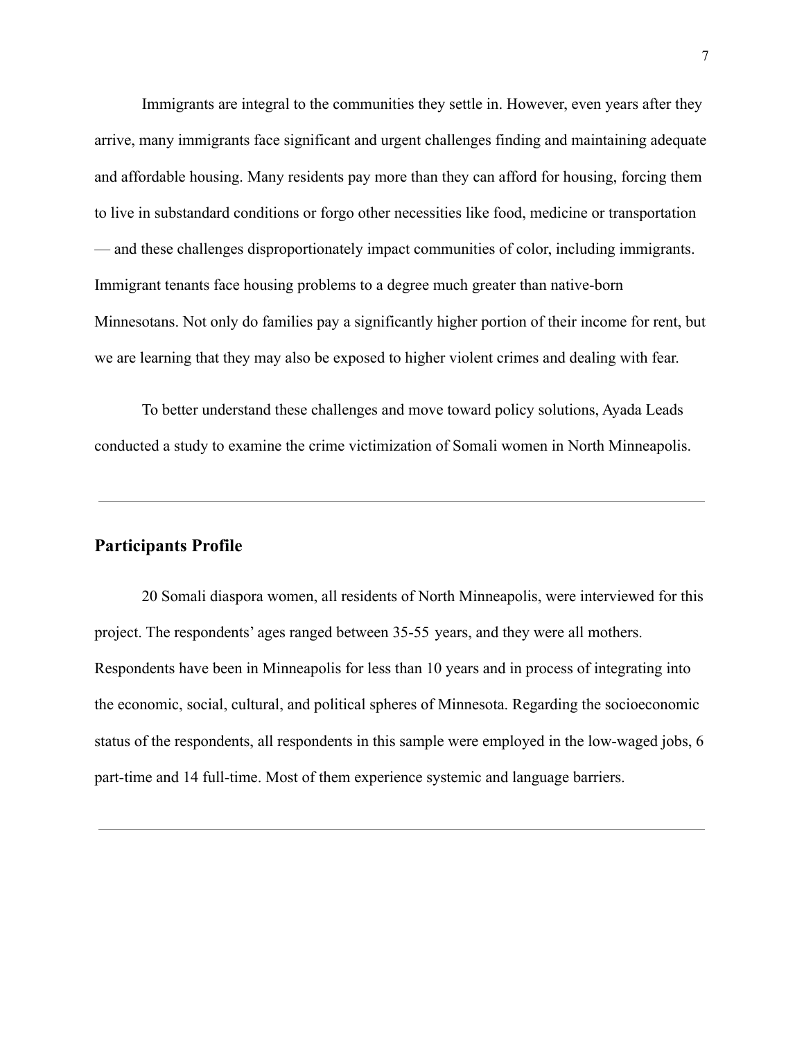Immigrants are integral to the communities they settle in. However, even years after they arrive, many immigrants face significant and urgent challenges finding and maintaining adequate and affordable housing. Many residents pay more than they can afford for housing, forcing them to live in substandard conditions or forgo other necessities like food, medicine or transportation — and these challenges disproportionately impact communities of color, including immigrants. Immigrant tenants face housing problems to a degree much greater than native-born Minnesotans. Not only do families pay a significantly higher portion of their income for rent, but we are learning that they may also be exposed to higher violent crimes and dealing with fear.

To better understand these challenges and move toward policy solutions, Ayada Leads conducted a study to examine the crime victimization of Somali women in North Minneapolis.

---

## Participants Profile

20 Somali diaspora women, all residents of North Minneapolis, were interviewed for this project. The respondents' ages ranged between 35-55 years, and they were all mothers. Respondents have been in Minneapolis for less than 10 years and in process of integrating into the economic, social, cultural, and political spheres of Minnesota. Regarding the socioeconomic status of the respondents, all respondents in this sample were employed in the low-waged jobs, 6 part-time and 14 full-time. Most of them experience systemic and language barriers.

---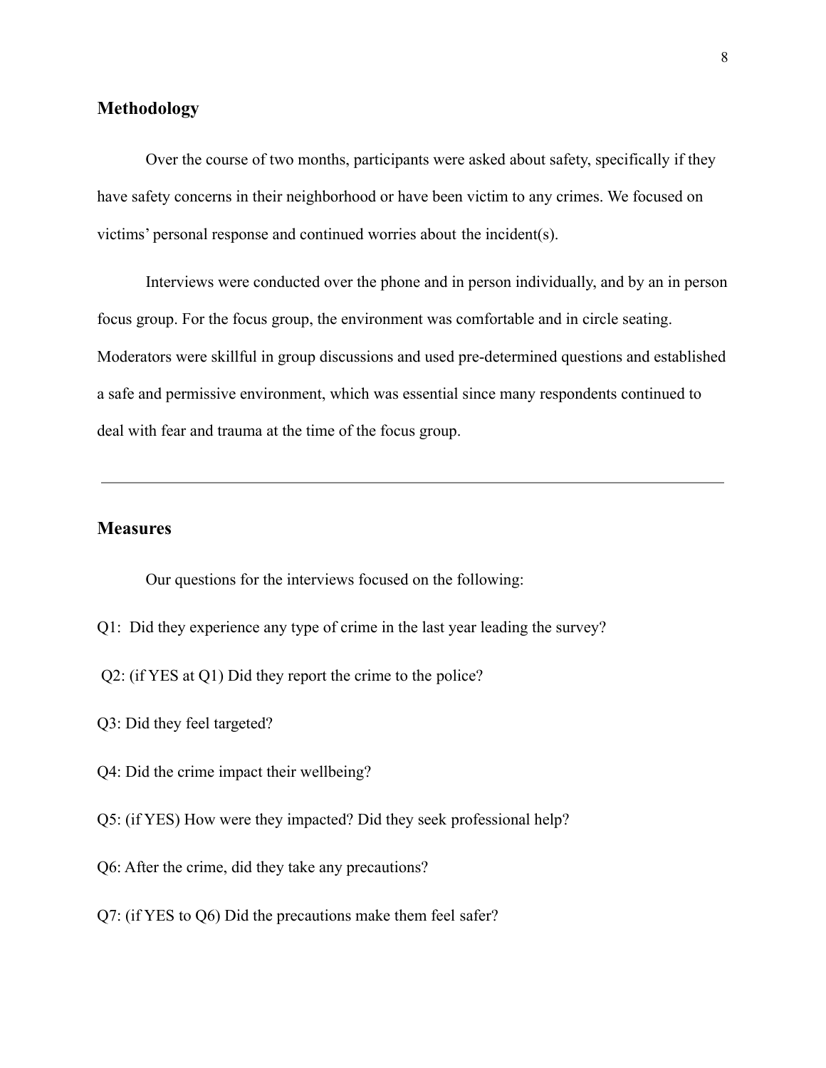## Methodology

Over the course of two months, participants were asked about safety, specifically if they have safety concerns in their neighborhood or have been victim to any crimes. We focused on victims' personal response and continued worries about the incident(s).

Interviews were conducted over the phone and in person individually, and by an in person focus group. For the focus group, the environment was comfortable and in circle seating. Moderators were skillful in group discussions and used pre-determined questions and established a safe and permissive environment, which was essential since many respondents continued to deal with fear and trauma at the time of the focus group.

---

## Measures

Our questions for the interviews focused on the following:

Q1: Did they experience any type of crime in the last year leading the survey?

Q2: (if YES at Q1) Did they report the crime to the police?

Q3: Did they feel targeted?

Q4: Did the crime impact their wellbeing?

Q5: (if YES) How were they impacted? Did they seek professional help?

Q6: After the crime, did they take any precautions?

Q7: (if YES to Q6) Did the precautions make them feel safer?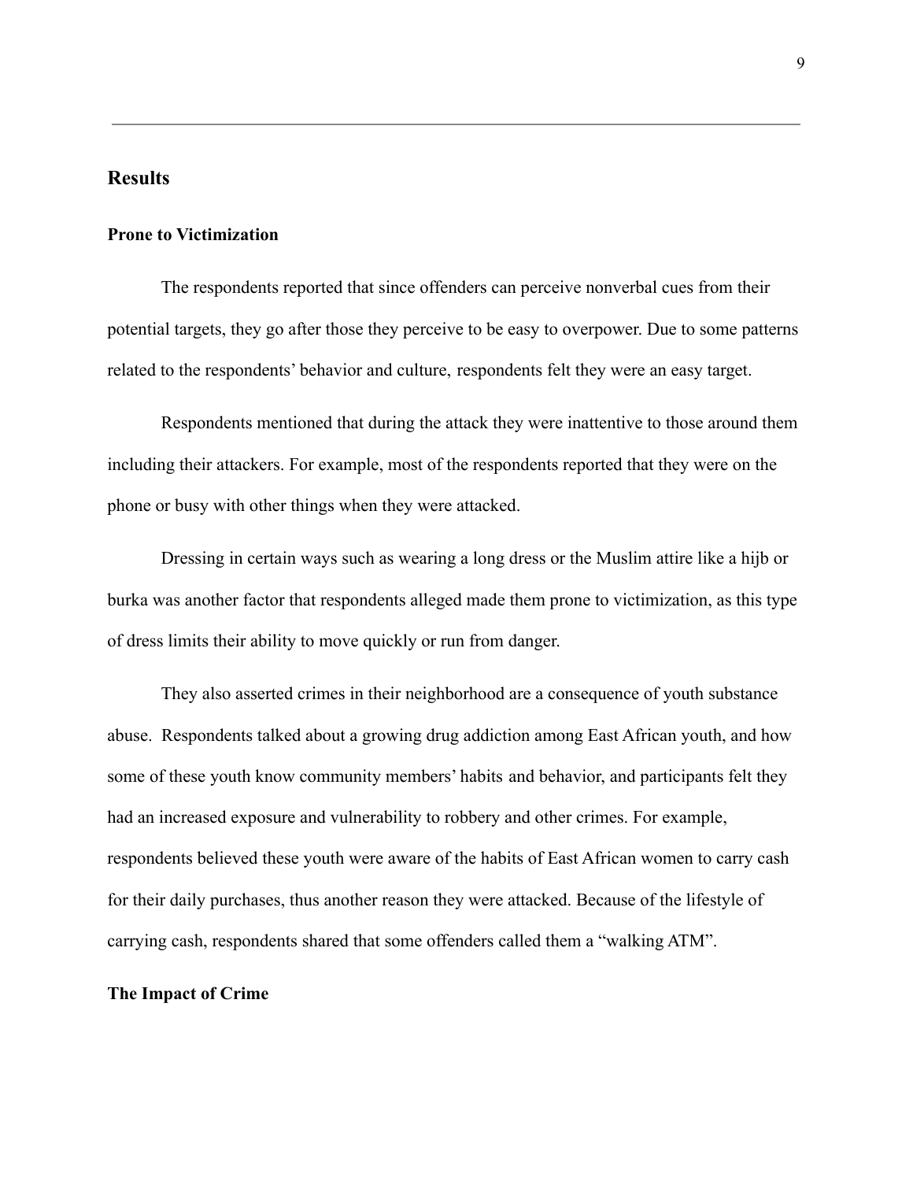## Results

### Prone to Victimization

The respondents reported that since offenders can perceive nonverbal cues from their potential targets, they go after those they perceive to be easy to overpower. Due to some patterns related to the respondents' behavior and culture, respondents felt they were an easy target.

Respondents mentioned that during the attack they were inattentive to those around them including their attackers. For example, most of the respondents reported that they were on the phone or busy with other things when they were attacked.

Dressing in certain ways such as wearing a long dress or the Muslim attire like a hijb or burka was another factor that respondents alleged made them prone to victimization, as this type of dress limits their ability to move quickly or run from danger.

They also asserted crimes in their neighborhood are a consequence of youth substance abuse. Respondents talked about a growing drug addiction among East African youth, and how some of these youth know community members' habits and behavior, and participants felt they had an increased exposure and vulnerability to robbery and other crimes. For example, respondents believed these youth were aware of the habits of East African women to carry cash for their daily purchases, thus another reason they were attacked. Because of the lifestyle of carrying cash, respondents shared that some offenders called them a "walking ATM".

### The Impact of Crime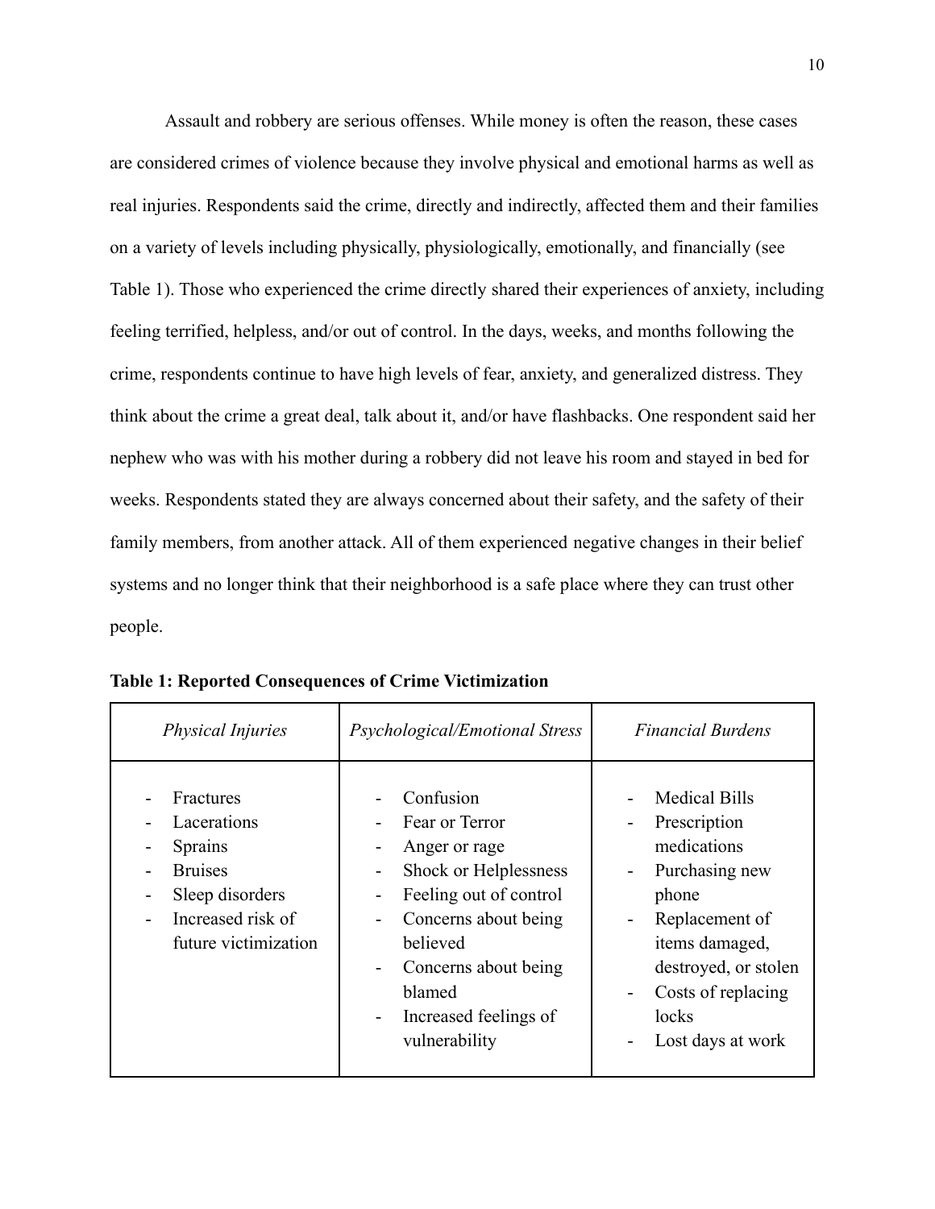Assault and robbery are serious offenses. While money is often the reason, these cases are considered crimes of violence because they involve physical and emotional harms as well as real injuries. Respondents said the crime, directly and indirectly, affected them and their families on a variety of levels including physically, physiologically, emotionally, and financially (see Table 1). Those who experienced the crime directly shared their experiences of anxiety, including feeling terrified, helpless, and/or out of control. In the days, weeks, and months following the crime, respondents continue to have high levels of fear, anxiety, and generalized distress. They think about the crime a great deal, talk about it, and/or have flashbacks. One respondent said her nephew who was with his mother during a robbery did not leave his room and stayed in bed for weeks. Respondents stated they are always concerned about their safety, and the safety of their family members, from another attack. All of them experienced negative changes in their belief systems and no longer think that their neighborhood is a safe place where they can trust other people.

**Table 1: Reported Consequences of Crime Victimization**

| *Physical Injuries* | *Psychological/Emotional Stress* | *Financial Burdens* |
|---|---|---|
| - Fractures<br>- Lacerations<br>- Sprains<br>- Bruises<br>- Sleep disorders<br>- Increased risk of future victimization | - Confusion<br>- Fear or Terror<br>- Anger or rage<br>- Shock or Helplessness<br>- Feeling out of control<br>- Concerns about being believed<br>- Concerns about being blamed<br>- Increased feelings of vulnerability | - Medical Bills<br>- Prescription medications<br>- Purchasing new phone<br>- Replacement of items damaged, destroyed, or stolen<br>- Costs of replacing locks<br>- Lost days at work |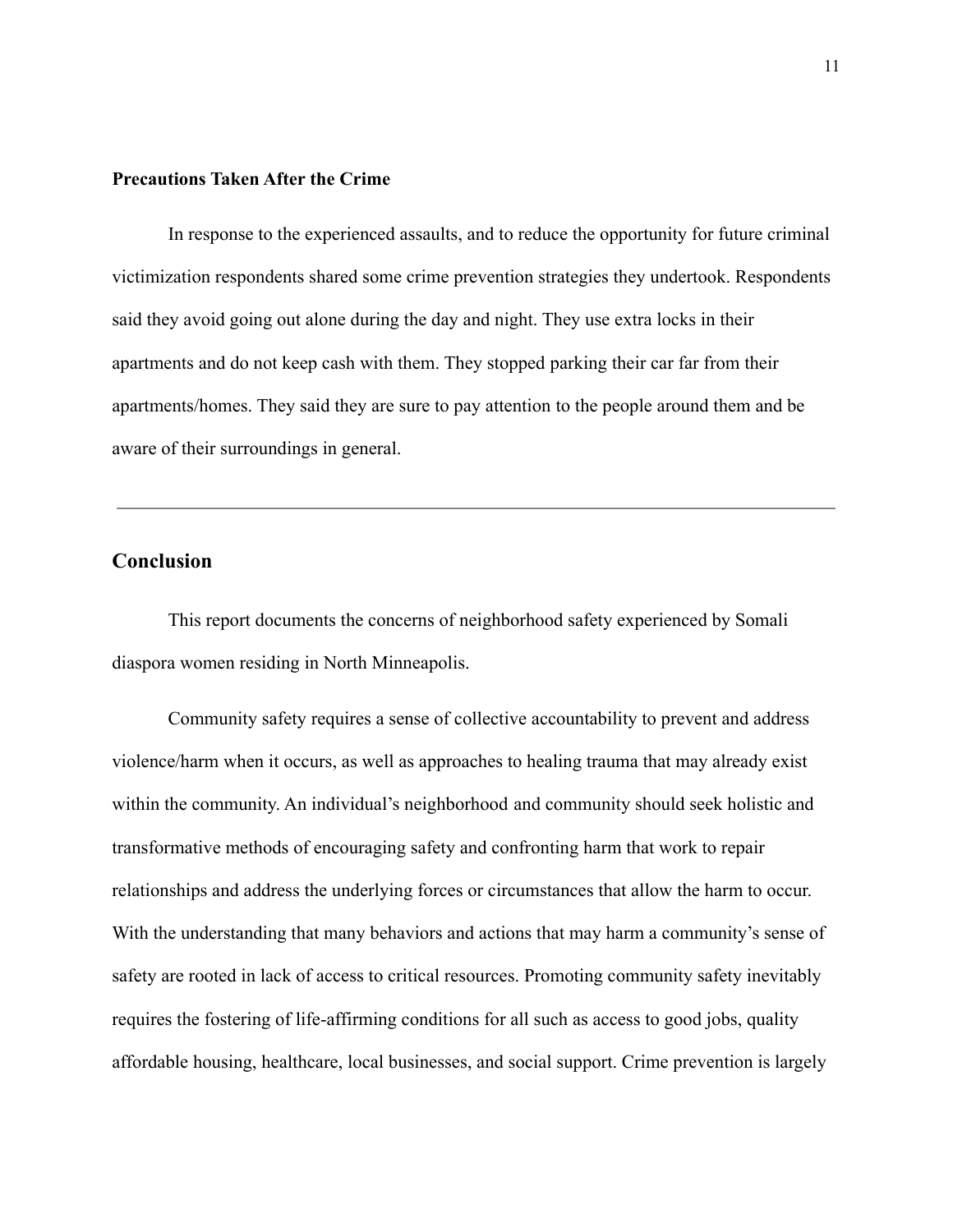### Precautions Taken After the Crime

In response to the experienced assaults, and to reduce the opportunity for future criminal victimization respondents shared some crime prevention strategies they undertook. Respondents said they avoid going out alone during the day and night. They use extra locks in their apartments and do not keep cash with them. They stopped parking their car far from their apartments/homes. They said they are sure to pay attention to the people around them and be aware of their surroundings in general.

---

## Conclusion

This report documents the concerns of neighborhood safety experienced by Somali diaspora women residing in North Minneapolis.

Community safety requires a sense of collective accountability to prevent and address violence/harm when it occurs, as well as approaches to healing trauma that may already exist within the community. An individual's neighborhood and community should seek holistic and transformative methods of encouraging safety and confronting harm that work to repair relationships and address the underlying forces or circumstances that allow the harm to occur. With the understanding that many behaviors and actions that may harm a community's sense of safety are rooted in lack of access to critical resources. Promoting community safety inevitably requires the fostering of life-affirming conditions for all such as access to good jobs, quality affordable housing, healthcare, local businesses, and social support. Crime prevention is largely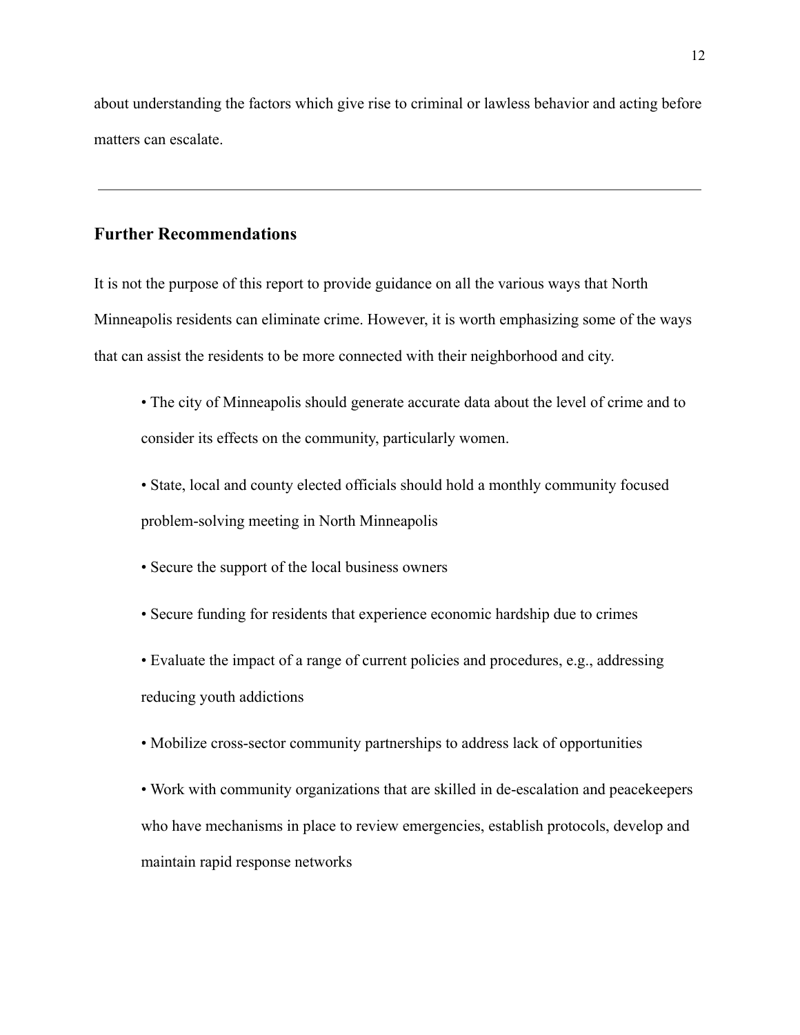about understanding the factors which give rise to criminal or lawless behavior and acting before matters can escalate.

---

## Further Recommendations

It is not the purpose of this report to provide guidance on all the various ways that North Minneapolis residents can eliminate crime. However, it is worth emphasizing some of the ways that can assist the residents to be more connected with their neighborhood and city.

- The city of Minneapolis should generate accurate data about the level of crime and to consider its effects on the community, particularly women.
- State, local and county elected officials should hold a monthly community focused problem-solving meeting in North Minneapolis
- Secure the support of the local business owners
- Secure funding for residents that experience economic hardship due to crimes
- Evaluate the impact of a range of current policies and procedures, e.g., addressing reducing youth addictions
- Mobilize cross-sector community partnerships to address lack of opportunities
- Work with community organizations that are skilled in de-escalation and peacekeepers who have mechanisms in place to review emergencies, establish protocols, develop and maintain rapid response networks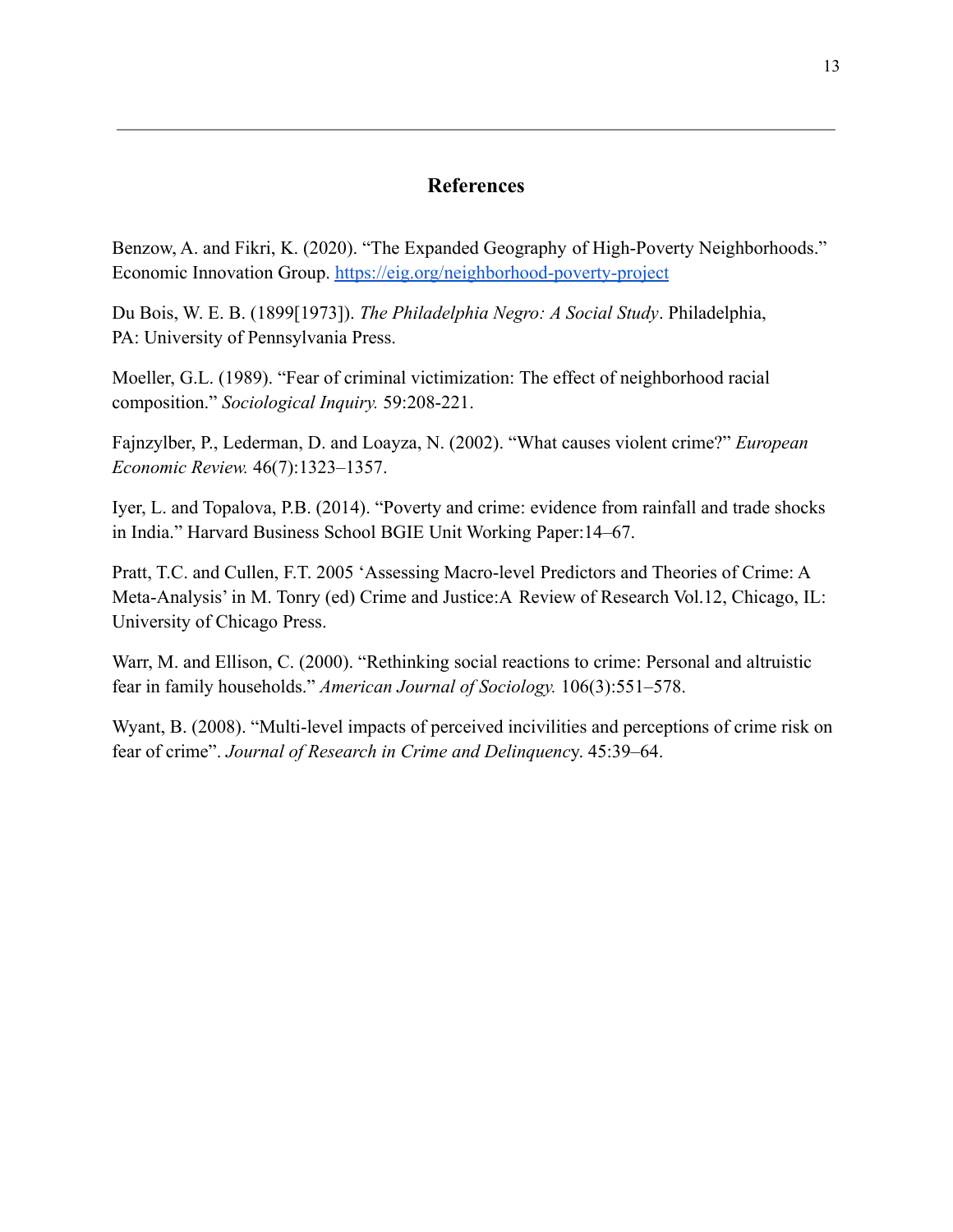## References

Benzow, A. and Fikri, K. (2020). "The Expanded Geography of High-Poverty Neighborhoods." Economic Innovation Group. https://eig.org/neighborhood-poverty-project

Du Bois, W. E. B. (1899[1973]). *The Philadelphia Negro: A Social Study*. Philadelphia, PA: University of Pennsylvania Press.

Moeller, G.L. (1989). "Fear of criminal victimization: The effect of neighborhood racial composition." *Sociological Inquiry.* 59:208-221.

Fajnzylber, P., Lederman, D. and Loayza, N. (2002). "What causes violent crime?" *European Economic Review.* 46(7):1323–1357.

Iyer, L. and Topalova, P.B. (2014). "Poverty and crime: evidence from rainfall and trade shocks in India." Harvard Business School BGIE Unit Working Paper:14–67.

Pratt, T.C. and Cullen, F.T. 2005 'Assessing Macro-level Predictors and Theories of Crime: A Meta-Analysis' in M. Tonry (ed) Crime and Justice:A Review of Research Vol.12, Chicago, IL: University of Chicago Press.

Warr, M. and Ellison, C. (2000). "Rethinking social reactions to crime: Personal and altruistic fear in family households." *American Journal of Sociology.* 106(3):551–578.

Wyant, B. (2008). "Multi-level impacts of perceived incivilities and perceptions of crime risk on fear of crime". *Journal of Research in Crime and Delinquency.* 45:39–64.